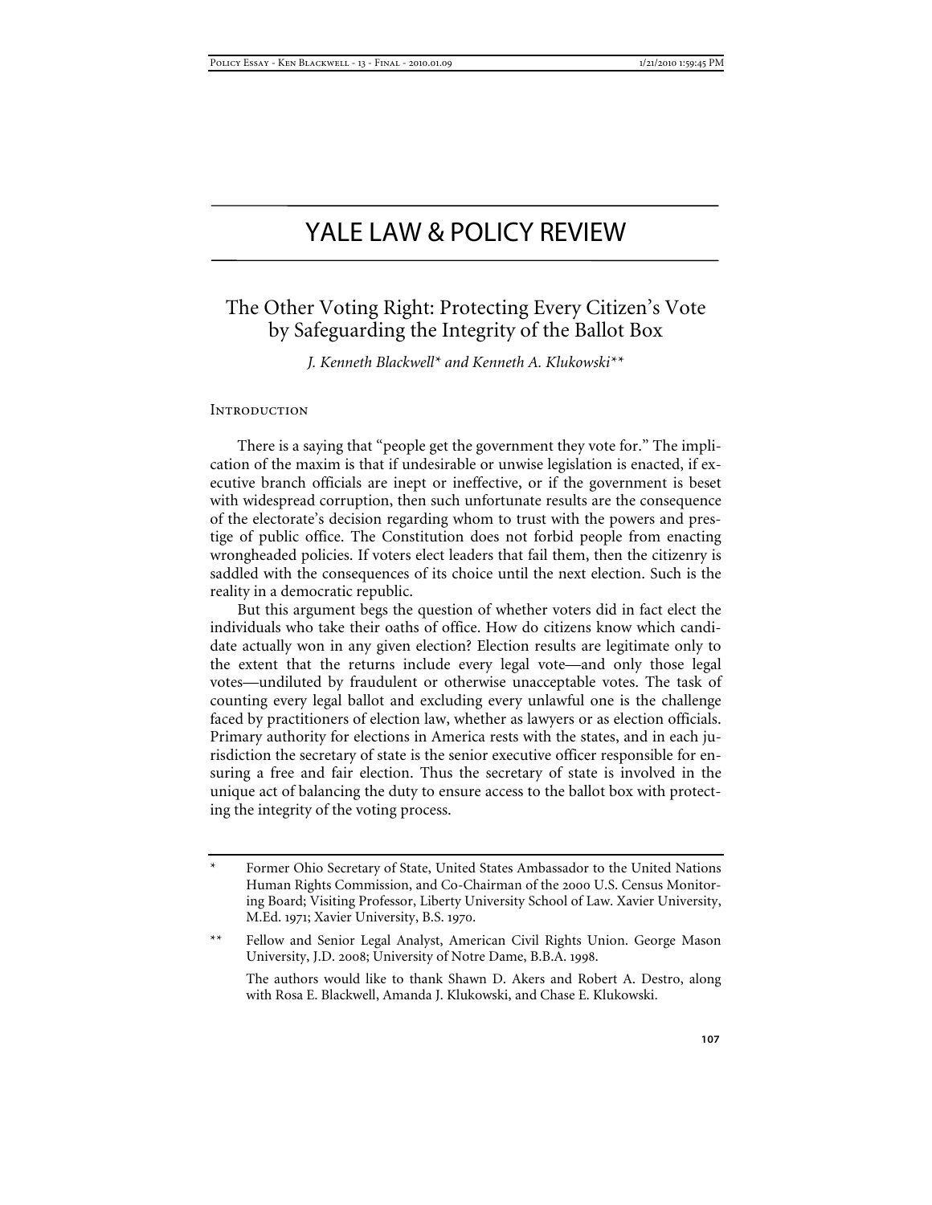# YALE LAW & POLICY REVIEW

## The Other Voting Right: Protecting Every Citizen's Vote by Safeguarding the Integrity of the Ballot Box

*J. Kenneth Blackwell\* and Kenneth A. Klukowski\*\**

### Introduction

There is a saying that "people get the government they vote for." The implication of the maxim is that if undesirable or unwise legislation is enacted, if executive branch officials are inept or ineffective, or if the government is beset with widespread corruption, then such unfortunate results are the consequence of the electorate's decision regarding whom to trust with the powers and prestige of public office. The Constitution does not forbid people from enacting wrongheaded policies. If voters elect leaders that fail them, then the citizenry is saddled with the consequences of its choice until the next election. Such is the reality in a democratic republic.

But this argument begs the question of whether voters did in fact elect the individuals who take their oaths of office. How do citizens know which candidate actually won in any given election? Election results are legitimate only to the extent that the returns include every legal vote—and only those legal votes—undiluted by fraudulent or otherwise unacceptable votes. The task of counting every legal ballot and excluding every unlawful one is the challenge faced by practitioners of election law, whether as lawyers or as election officials. Primary authority for elections in America rests with the states, and in each jurisdiction the secretary of state is the senior executive officer responsible for ensuring a free and fair election. Thus the secretary of state is involved in the unique act of balancing the duty to ensure access to the ballot box with protecting the integrity of the voting process.

---

\* Former Ohio Secretary of State, United States Ambassador to the United Nations Human Rights Commission, and Co-Chairman of the 2000 U.S. Census Monitoring Board; Visiting Professor, Liberty University School of Law. Xavier University, M.Ed. 1971; Xavier University, B.S. 1970.

\*\* Fellow and Senior Legal Analyst, American Civil Rights Union. George Mason University, J.D. 2008; University of Notre Dame, B.B.A. 1998.

The authors would like to thank Shawn D. Akers and Robert A. Destro, along with Rosa E. Blackwell, Amanda J. Klukowski, and Chase E. Klukowski.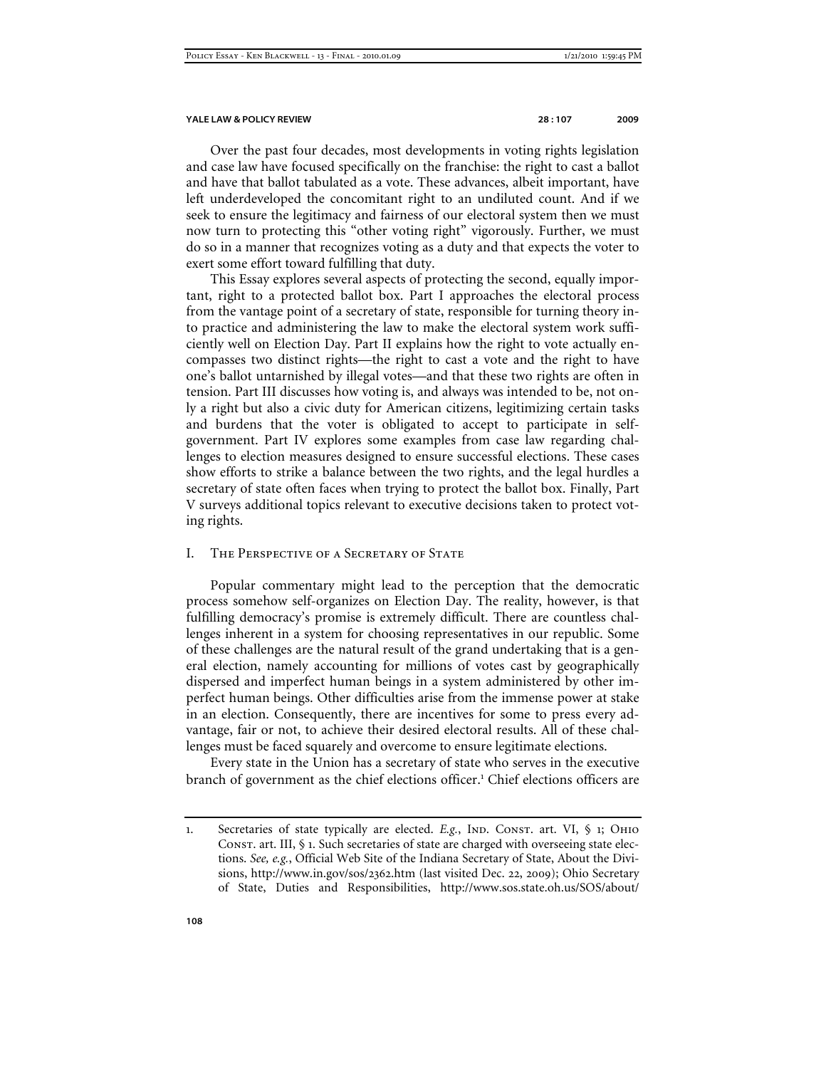Over the past four decades, most developments in voting rights legislation and case law have focused specifically on the franchise: the right to cast a ballot and have that ballot tabulated as a vote. These advances, albeit important, have left underdeveloped the concomitant right to an undiluted count. And if we seek to ensure the legitimacy and fairness of our electoral system then we must now turn to protecting this "other voting right" vigorously. Further, we must do so in a manner that recognizes voting as a duty and that expects the voter to exert some effort toward fulfilling that duty.

This Essay explores several aspects of protecting the second, equally important, right to a protected ballot box. Part I approaches the electoral process from the vantage point of a secretary of state, responsible for turning theory into practice and administering the law to make the electoral system work sufficiently well on Election Day. Part II explains how the right to vote actually encompasses two distinct rights—the right to cast a vote and the right to have one's ballot untarnished by illegal votes—and that these two rights are often in tension. Part III discusses how voting is, and always was intended to be, not only a right but also a civic duty for American citizens, legitimizing certain tasks and burdens that the voter is obligated to accept to participate in self-government. Part IV explores some examples from case law regarding challenges to election measures designed to ensure successful elections. These cases show efforts to strike a balance between the two rights, and the legal hurdles a secretary of state often faces when trying to protect the ballot box. Finally, Part V surveys additional topics relevant to executive decisions taken to protect voting rights.

## I. The Perspective of a Secretary of State

Popular commentary might lead to the perception that the democratic process somehow self-organizes on Election Day. The reality, however, is that fulfilling democracy's promise is extremely difficult. There are countless challenges inherent in a system for choosing representatives in our republic. Some of these challenges are the natural result of the grand undertaking that is a general election, namely accounting for millions of votes cast by geographically dispersed and imperfect human beings in a system administered by other imperfect human beings. Other difficulties arise from the immense power at stake in an election. Consequently, there are incentives for some to press every advantage, fair or not, to achieve their desired electoral results. All of these challenges must be faced squarely and overcome to ensure legitimate elections.

Every state in the Union has a secretary of state who serves in the executive branch of government as the chief elections officer.[1] Chief elections officers are

---

1. Secretaries of state typically are elected. *E.g.*, Ind. Const. art. VI, § 1; Ohio Const. art. III, § 1. Such secretaries of state are charged with overseeing state elections. *See, e.g.*, Official Web Site of the Indiana Secretary of State, About the Divisions, http://www.in.gov/sos/2362.htm (last visited Dec. 22, 2009); Ohio Secretary of State, Duties and Responsibilities, http://www.sos.state.oh.us/SOS/about/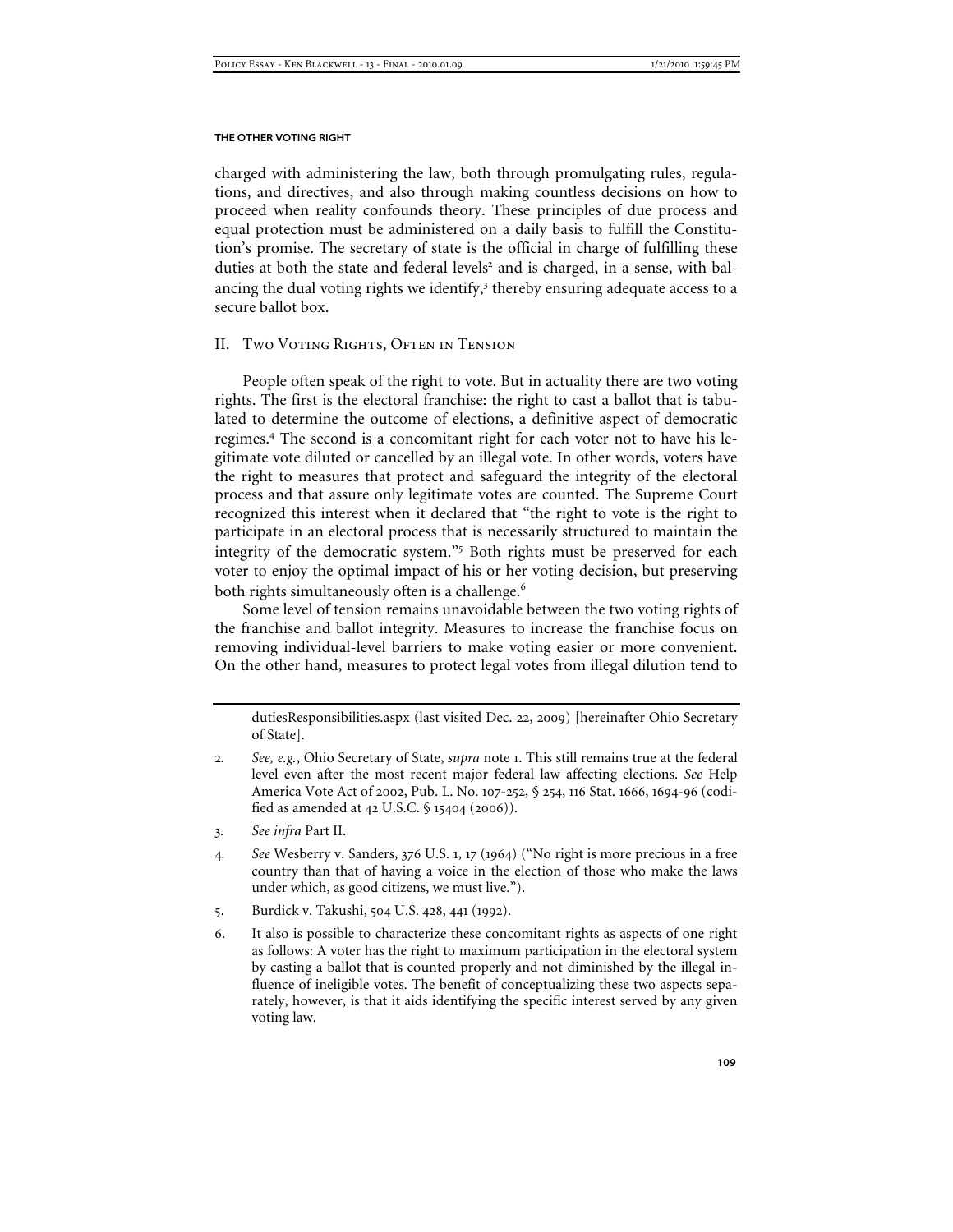charged with administering the law, both through promulgating rules, regulations, and directives, and also through making countless decisions on how to proceed when reality confounds theory. These principles of due process and equal protection must be administered on a daily basis to fulfill the Constitution's promise. The secretary of state is the official in charge of fulfilling these duties at both the state and federal levels[2] and is charged, in a sense, with balancing the dual voting rights we identify,[3] thereby ensuring adequate access to a secure ballot box.

## II. Two Voting Rights, Often in Tension

People often speak of the right to vote. But in actuality there are two voting rights. The first is the electoral franchise: the right to cast a ballot that is tabulated to determine the outcome of elections, a definitive aspect of democratic regimes.[4] The second is a concomitant right for each voter not to have his legitimate vote diluted or cancelled by an illegal vote. In other words, voters have the right to measures that protect and safeguard the integrity of the electoral process and that assure only legitimate votes are counted. The Supreme Court recognized this interest when it declared that "the right to vote is the right to participate in an electoral process that is necessarily structured to maintain the integrity of the democratic system."[5] Both rights must be preserved for each voter to enjoy the optimal impact of his or her voting decision, but preserving both rights simultaneously often is a challenge.[6]

Some level of tension remains unavoidable between the two voting rights of the franchise and ballot integrity. Measures to increase the franchise focus on removing individual-level barriers to make voting easier or more convenient. On the other hand, measures to protect legal votes from illegal dilution tend to

---

dutiesResponsibilities.aspx (last visited Dec. 22, 2009) [hereinafter Ohio Secretary of State].

2. *See, e.g.*, Ohio Secretary of State, *supra* note 1. This still remains true at the federal level even after the most recent major federal law affecting elections. *See* Help America Vote Act of 2002, Pub. L. No. 107-252, § 254, 116 Stat. 1666, 1694-96 (codified as amended at 42 U.S.C. § 15404 (2006)).

3. *See infra* Part II.

4. *See* Wesberry v. Sanders, 376 U.S. 1, 17 (1964) ("No right is more precious in a free country than that of having a voice in the election of those who make the laws under which, as good citizens, we must live.").

5. Burdick v. Takushi, 504 U.S. 428, 441 (1992).

6. It also is possible to characterize these concomitant rights as aspects of one right as follows: A voter has the right to maximum participation in the electoral system by casting a ballot that is counted properly and not diminished by the illegal influence of ineligible votes. The benefit of conceptualizing these two aspects separately, however, is that it aids identifying the specific interest served by any given voting law.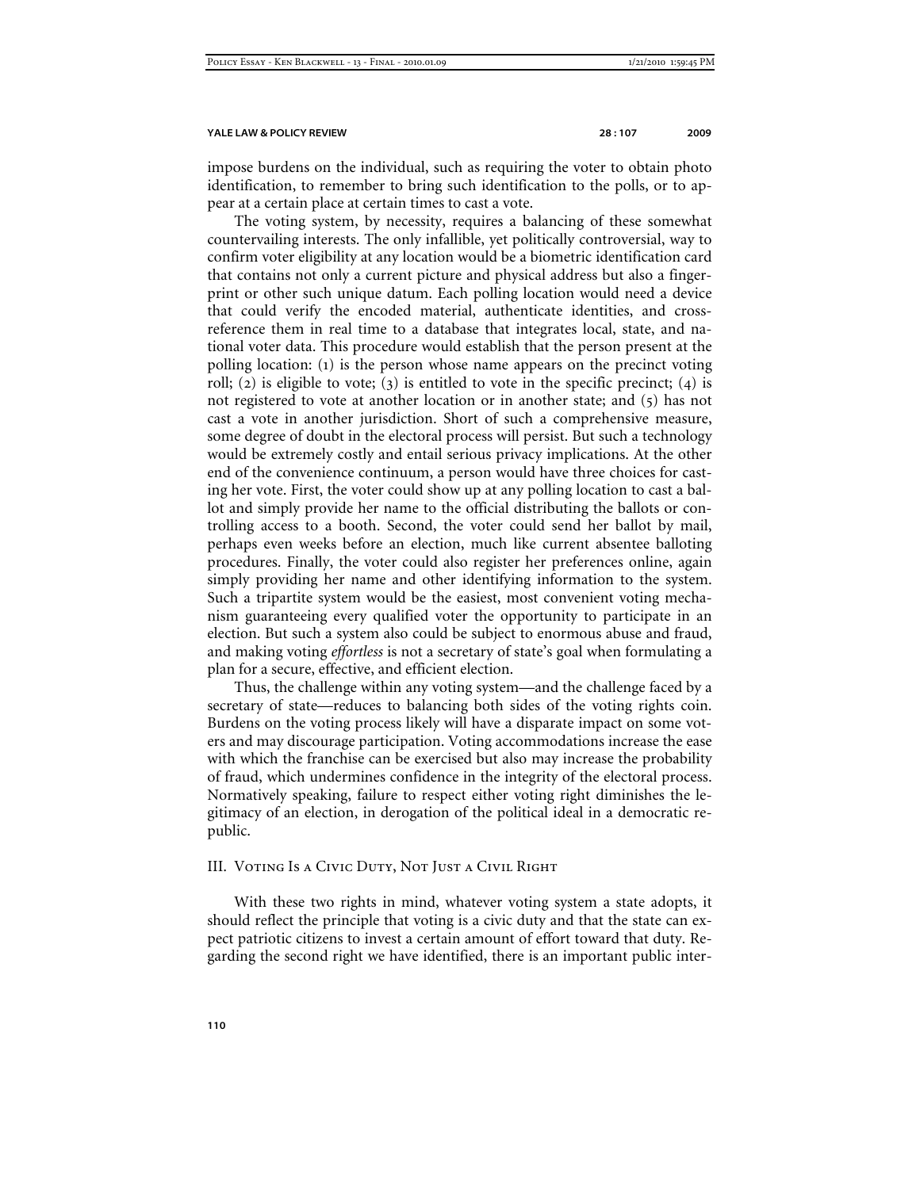impose burdens on the individual, such as requiring the voter to obtain photo identification, to remember to bring such identification to the polls, or to appear at a certain place at certain times to cast a vote.

The voting system, by necessity, requires a balancing of these somewhat countervailing interests. The only infallible, yet politically controversial, way to confirm voter eligibility at any location would be a biometric identification card that contains not only a current picture and physical address but also a fingerprint or other such unique datum. Each polling location would need a device that could verify the encoded material, authenticate identities, and cross-reference them in real time to a database that integrates local, state, and national voter data. This procedure would establish that the person present at the polling location: (1) is the person whose name appears on the precinct voting roll; (2) is eligible to vote; (3) is entitled to vote in the specific precinct; (4) is not registered to vote at another location or in another state; and (5) has not cast a vote in another jurisdiction. Short of such a comprehensive measure, some degree of doubt in the electoral process will persist. But such a technology would be extremely costly and entail serious privacy implications. At the other end of the convenience continuum, a person would have three choices for casting her vote. First, the voter could show up at any polling location to cast a ballot and simply provide her name to the official distributing the ballots or controlling access to a booth. Second, the voter could send her ballot by mail, perhaps even weeks before an election, much like current absentee balloting procedures. Finally, the voter could also register her preferences online, again simply providing her name and other identifying information to the system. Such a tripartite system would be the easiest, most convenient voting mechanism guaranteeing every qualified voter the opportunity to participate in an election. But such a system also could be subject to enormous abuse and fraud, and making voting *effortless* is not a secretary of state's goal when formulating a plan for a secure, effective, and efficient election.

Thus, the challenge within any voting system—and the challenge faced by a secretary of state—reduces to balancing both sides of the voting rights coin. Burdens on the voting process likely will have a disparate impact on some voters and may discourage participation. Voting accommodations increase the ease with which the franchise can be exercised but also may increase the probability of fraud, which undermines confidence in the integrity of the electoral process. Normatively speaking, failure to respect either voting right diminishes the legitimacy of an election, in derogation of the political ideal in a democratic republic.

## III. Voting Is a Civic Duty, Not Just a Civil Right

With these two rights in mind, whatever voting system a state adopts, it should reflect the principle that voting is a civic duty and that the state can expect patriotic citizens to invest a certain amount of effort toward that duty. Regarding the second right we have identified, there is an important public inter-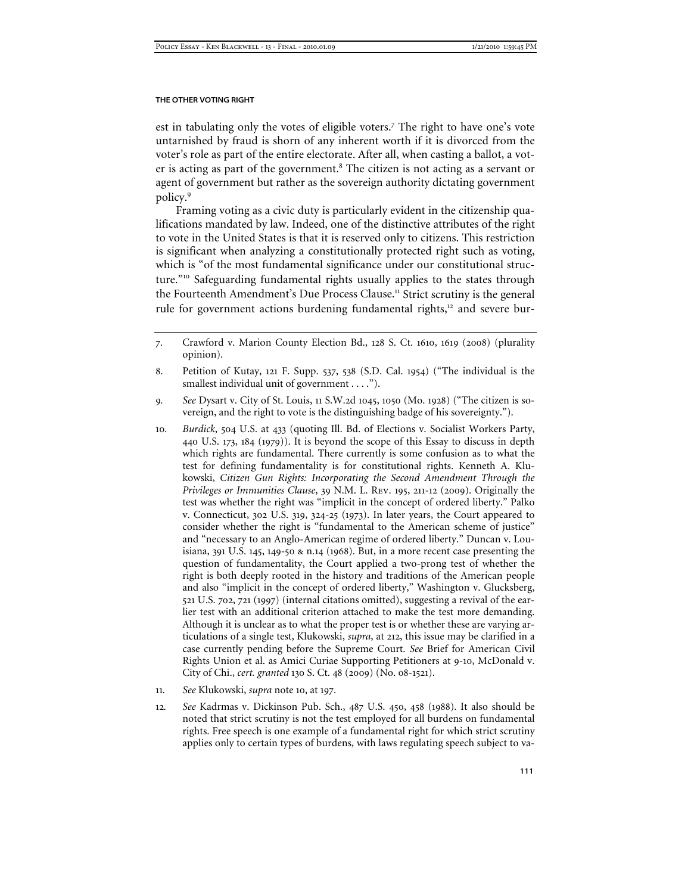est in tabulating only the votes of eligible voters.[7] The right to have one's vote untarnished by fraud is shorn of any inherent worth if it is divorced from the voter's role as part of the entire electorate. After all, when casting a ballot, a voter is acting as part of the government.[8] The citizen is not acting as a servant or agent of government but rather as the sovereign authority dictating government policy.[9]

Framing voting as a civic duty is particularly evident in the citizenship qualifications mandated by law. Indeed, one of the distinctive attributes of the right to vote in the United States is that it is reserved only to citizens. This restriction is significant when analyzing a constitutionally protected right such as voting, which is "of the most fundamental significance under our constitutional structure."[10] Safeguarding fundamental rights usually applies to the states through the Fourteenth Amendment's Due Process Clause.[11] Strict scrutiny is the general rule for government actions burdening fundamental rights,[12] and severe bur-

7. Crawford v. Marion County Election Bd., 128 S. Ct. 1610, 1619 (2008) (plurality opinion).

8. Petition of Kutay, 121 F. Supp. 537, 538 (S.D. Cal. 1954) ("The individual is the smallest individual unit of government . . . .").

9. *See* Dysart v. City of St. Louis, 11 S.W.2d 1045, 1050 (Mo. 1928) ("The citizen is sovereign, and the right to vote is the distinguishing badge of his sovereignty.").

10. *Burdick*, 504 U.S. at 433 (quoting Ill. Bd. of Elections v. Socialist Workers Party, 440 U.S. 173, 184 (1979)). It is beyond the scope of this Essay to discuss in depth which rights are fundamental. There currently is some confusion as to what the test for defining fundamentality is for constitutional rights. Kenneth A. Klukowski, *Citizen Gun Rights: Incorporating the Second Amendment Through the Privileges or Immunities Clause*, 39 N.M. L. Rev. 195, 211-12 (2009). Originally the test was whether the right was "implicit in the concept of ordered liberty." Palko v. Connecticut, 302 U.S. 319, 324-25 (1973). In later years, the Court appeared to consider whether the right is "fundamental to the American scheme of justice" and "necessary to an Anglo-American regime of ordered liberty." Duncan v. Louisiana, 391 U.S. 145, 149-50 & n.14 (1968). But, in a more recent case presenting the question of fundamentality, the Court applied a two-prong test of whether the right is both deeply rooted in the history and traditions of the American people and also "implicit in the concept of ordered liberty," Washington v. Glucksberg, 521 U.S. 702, 721 (1997) (internal citations omitted), suggesting a revival of the earlier test with an additional criterion attached to make the test more demanding. Although it is unclear as to what the proper test is or whether these are varying articulations of a single test, Klukowski, *supra*, at 212, this issue may be clarified in a case currently pending before the Supreme Court. *See* Brief for American Civil Rights Union et al. as Amici Curiae Supporting Petitioners at 9-10, McDonald v. City of Chi., *cert. granted* 130 S. Ct. 48 (2009) (No. 08-1521).

11. *See* Klukowski, *supra* note 10, at 197.

12. *See* Kadrmas v. Dickinson Pub. Sch., 487 U.S. 450, 458 (1988). It also should be noted that strict scrutiny is not the test employed for all burdens on fundamental rights. Free speech is one example of a fundamental right for which strict scrutiny applies only to certain types of burdens, with laws regulating speech subject to va-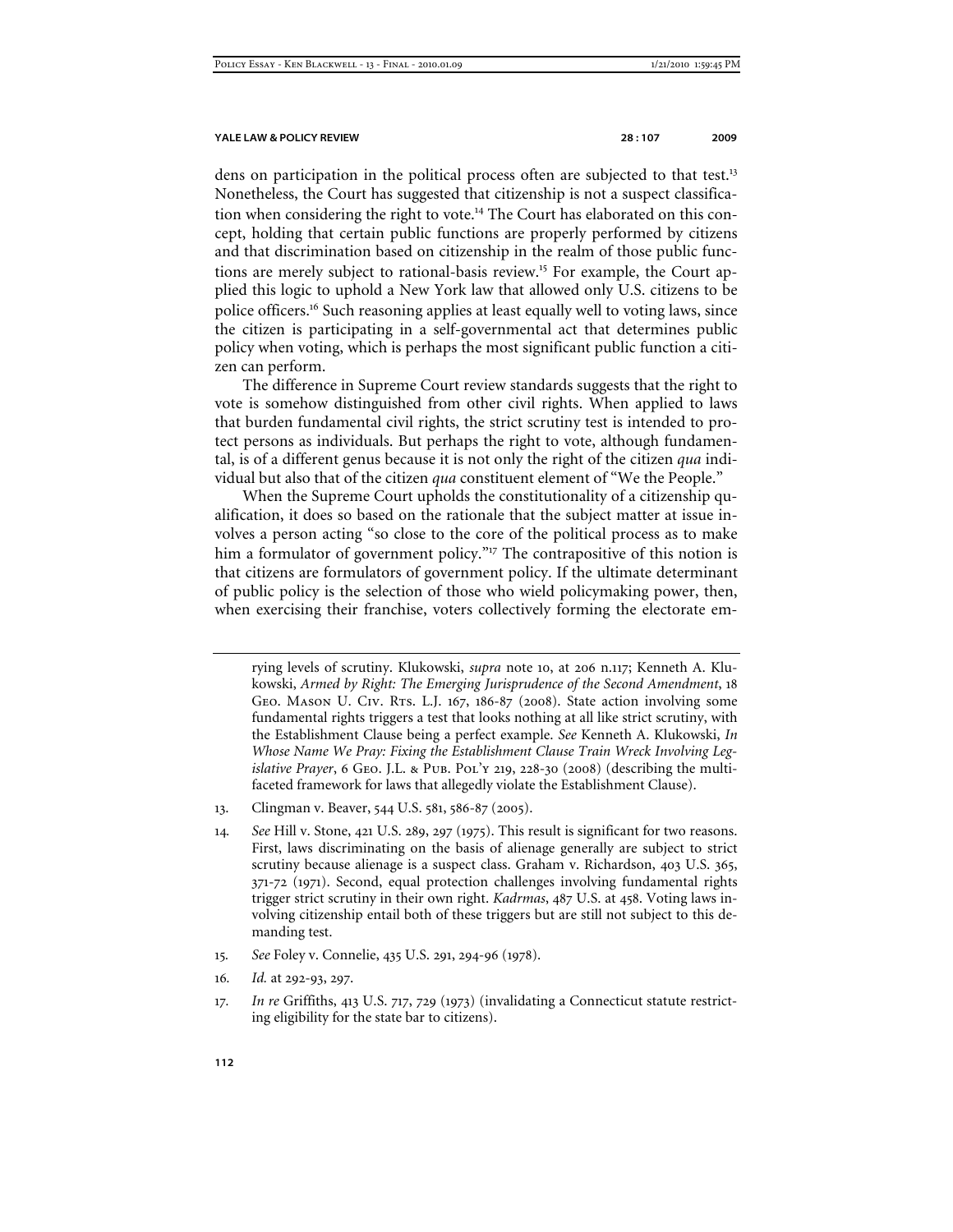dens on participation in the political process often are subjected to that test.[13] Nonetheless, the Court has suggested that citizenship is not a suspect classification when considering the right to vote.[14] The Court has elaborated on this concept, holding that certain public functions are properly performed by citizens and that discrimination based on citizenship in the realm of those public functions are merely subject to rational-basis review.[15] For example, the Court applied this logic to uphold a New York law that allowed only U.S. citizens to be police officers.[16] Such reasoning applies at least equally well to voting laws, since the citizen is participating in a self-governmental act that determines public policy when voting, which is perhaps the most significant public function a citizen can perform.

The difference in Supreme Court review standards suggests that the right to vote is somehow distinguished from other civil rights. When applied to laws that burden fundamental civil rights, the strict scrutiny test is intended to protect persons as individuals. But perhaps the right to vote, although fundamental, is of a different genus because it is not only the right of the citizen *qua* individual but also that of the citizen *qua* constituent element of "We the People."

When the Supreme Court upholds the constitutionality of a citizenship qualification, it does so based on the rationale that the subject matter at issue involves a person acting "so close to the core of the political process as to make him a formulator of government policy."[17] The contrapositive of this notion is that citizens are formulators of government policy. If the ultimate determinant of public policy is the selection of those who wield policymaking power, then, when exercising their franchise, voters collectively forming the electorate em-

---

rying levels of scrutiny. Klukowski, *supra* note 10, at 206 n.117; Kenneth A. Klukowski, *Armed by Right: The Emerging Jurisprudence of the Second Amendment*, 18 Geo. Mason U. Civ. Rts. L.J. 167, 186-87 (2008). State action involving some fundamental rights triggers a test that looks nothing at all like strict scrutiny, with the Establishment Clause being a perfect example. *See* Kenneth A. Klukowski, *In Whose Name We Pray: Fixing the Establishment Clause Train Wreck Involving Legislative Prayer*, 6 Geo. J.L. & Pub. Pol'y 219, 228-30 (2008) (describing the multifaceted framework for laws that allegedly violate the Establishment Clause).

13. Clingman v. Beaver, 544 U.S. 581, 586-87 (2005).

14. *See* Hill v. Stone, 421 U.S. 289, 297 (1975). This result is significant for two reasons. First, laws discriminating on the basis of alienage generally are subject to strict scrutiny because alienage is a suspect class. Graham v. Richardson, 403 U.S. 365, 371-72 (1971). Second, equal protection challenges involving fundamental rights trigger strict scrutiny in their own right. *Kadrmas*, 487 U.S. at 458. Voting laws involving citizenship entail both of these triggers but are still not subject to this demanding test.

15. *See* Foley v. Connelie, 435 U.S. 291, 294-96 (1978).

16. *Id.* at 292-93, 297.

17. *In re* Griffiths, 413 U.S. 717, 729 (1973) (invalidating a Connecticut statute restricting eligibility for the state bar to citizens).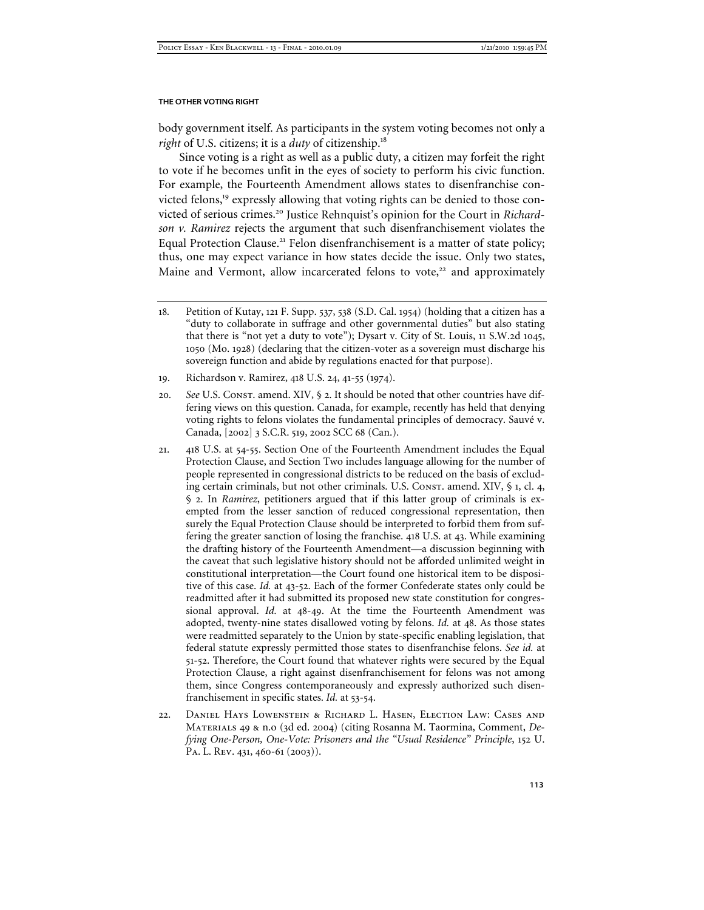body government itself. As participants in the system voting becomes not only a *right* of U.S. citizens; it is a *duty* of citizenship.[18]

Since voting is a right as well as a public duty, a citizen may forfeit the right to vote if he becomes unfit in the eyes of society to perform his civic function. For example, the Fourteenth Amendment allows states to disenfranchise convicted felons,[19] expressly allowing that voting rights can be denied to those convicted of serious crimes.[20] Justice Rehnquist's opinion for the Court in *Richardson v. Ramirez* rejects the argument that such disenfranchisement violates the Equal Protection Clause.[21] Felon disenfranchisement is a matter of state policy; thus, one may expect variance in how states decide the issue. Only two states, Maine and Vermont, allow incarcerated felons to vote,[22] and approximately

---

18. Petition of Kutay, 121 F. Supp. 537, 538 (S.D. Cal. 1954) (holding that a citizen has a "duty to collaborate in suffrage and other governmental duties" but also stating that there is "not yet a duty to vote"); Dysart v. City of St. Louis, 11 S.W.2d 1045, 1050 (Mo. 1928) (declaring that the citizen-voter as a sovereign must discharge his sovereign function and abide by regulations enacted for that purpose).

19. Richardson v. Ramirez, 418 U.S. 24, 41-55 (1974).

20. *See* U.S. Const. amend. XIV, § 2. It should be noted that other countries have differing views on this question. Canada, for example, recently has held that denying voting rights to felons violates the fundamental principles of democracy. Sauvé v. Canada, [2002] 3 S.C.R. 519, 2002 SCC 68 (Can.).

21. 418 U.S. at 54-55. Section One of the Fourteenth Amendment includes the Equal Protection Clause, and Section Two includes language allowing for the number of people represented in congressional districts to be reduced on the basis of excluding certain criminals, but not other criminals. U.S. Const. amend. XIV, § 1, cl. 4, § 2. In *Ramirez*, petitioners argued that if this latter group of criminals is exempted from the lesser sanction of reduced congressional representation, then surely the Equal Protection Clause should be interpreted to forbid them from suffering the greater sanction of losing the franchise. 418 U.S. at 43. While examining the drafting history of the Fourteenth Amendment—a discussion beginning with the caveat that such legislative history should not be afforded unlimited weight in constitutional interpretation—the Court found one historical item to be dispositive of this case. *Id.* at 43-52. Each of the former Confederate states only could be readmitted after it had submitted its proposed new state constitution for congressional approval. *Id.* at 48-49. At the time the Fourteenth Amendment was adopted, twenty-nine states disallowed voting by felons. *Id.* at 48. As those states were readmitted separately to the Union by state-specific enabling legislation, that federal statute expressly permitted those states to disenfranchise felons. *See id.* at 51-52. Therefore, the Court found that whatever rights were secured by the Equal Protection Clause, a right against disenfranchisement for felons was not among them, since Congress contemporaneously and expressly authorized such disenfranchisement in specific states. *Id.* at 53-54.

22. Daniel Hays Lowenstein & Richard L. Hasen, Election Law: Cases and Materials 49 & n.o (3d ed. 2004) (citing Rosanna M. Taormina, Comment, *Defying One-Person, One-Vote: Prisoners and the "Usual Residence" Principle*, 152 U. Pa. L. Rev. 431, 460-61 (2003)).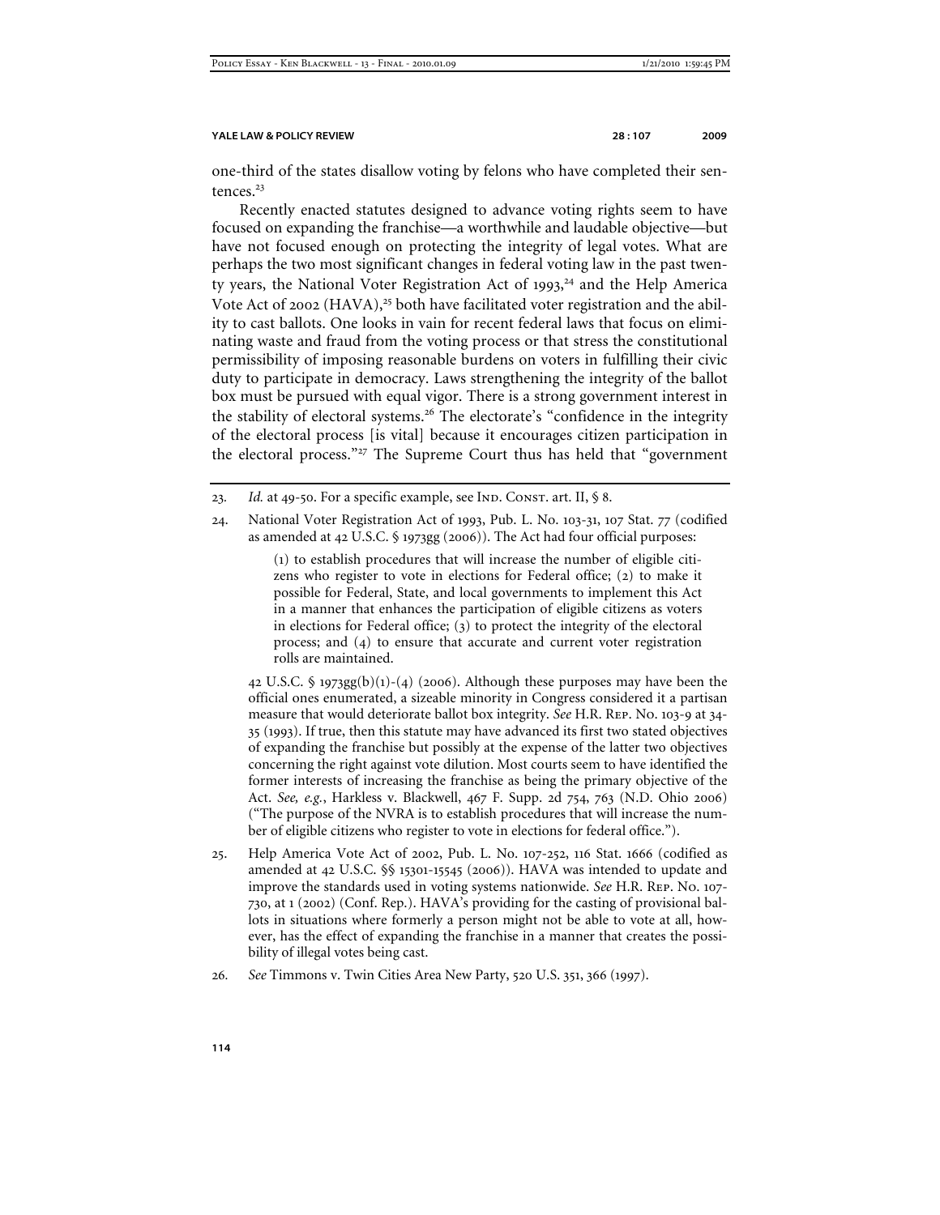one-third of the states disallow voting by felons who have completed their sentences.[23]

Recently enacted statutes designed to advance voting rights seem to have focused on expanding the franchise—a worthwhile and laudable objective—but have not focused enough on protecting the integrity of legal votes. What are perhaps the two most significant changes in federal voting law in the past twenty years, the National Voter Registration Act of 1993,[24] and the Help America Vote Act of 2002 (HAVA),[25] both have facilitated voter registration and the ability to cast ballots. One looks in vain for recent federal laws that focus on eliminating waste and fraud from the voting process or that stress the constitutional permissibility of imposing reasonable burdens on voters in fulfilling their civic duty to participate in democracy. Laws strengthening the integrity of the ballot box must be pursued with equal vigor. There is a strong government interest in the stability of electoral systems.[26] The electorate's "confidence in the integrity of the electoral process [is vital] because it encourages citizen participation in the electoral process."[27] The Supreme Court thus has held that "government

---

23. *Id.* at 49-50. For a specific example, see IND. CONST. art. II, § 8.

24. National Voter Registration Act of 1993, Pub. L. No. 103-31, 107 Stat. 77 (codified as amended at 42 U.S.C. § 1973gg (2006)). The Act had four official purposes:

    > (1) to establish procedures that will increase the number of eligible citizens who register to vote in elections for Federal office; (2) to make it possible for Federal, State, and local governments to implement this Act in a manner that enhances the participation of eligible citizens as voters in elections for Federal office; (3) to protect the integrity of the electoral process; and (4) to ensure that accurate and current voter registration rolls are maintained.

    42 U.S.C. § 1973gg(b)(1)-(4) (2006). Although these purposes may have been the official ones enumerated, a sizeable minority in Congress considered it a partisan measure that would deteriorate ballot box integrity. *See* H.R. REP. NO. 103-9 at 34-35 (1993). If true, then this statute may have advanced its first two stated objectives of expanding the franchise but possibly at the expense of the latter two objectives concerning the right against vote dilution. Most courts seem to have identified the former interests of increasing the franchise as being the primary objective of the Act. *See, e.g.*, Harkless v. Blackwell, 467 F. Supp. 2d 754, 763 (N.D. Ohio 2006) ("The purpose of the NVRA is to establish procedures that will increase the number of eligible citizens who register to vote in elections for federal office.").

25. Help America Vote Act of 2002, Pub. L. No. 107-252, 116 Stat. 1666 (codified as amended at 42 U.S.C. §§ 15301-15545 (2006)). HAVA was intended to update and improve the standards used in voting systems nationwide. *See* H.R. REP. NO. 107-730, at 1 (2002) (Conf. Rep.). HAVA's providing for the casting of provisional ballots in situations where formerly a person might not be able to vote at all, however, has the effect of expanding the franchise in a manner that creates the possibility of illegal votes being cast.

26. *See* Timmons v. Twin Cities Area New Party, 520 U.S. 351, 366 (1997).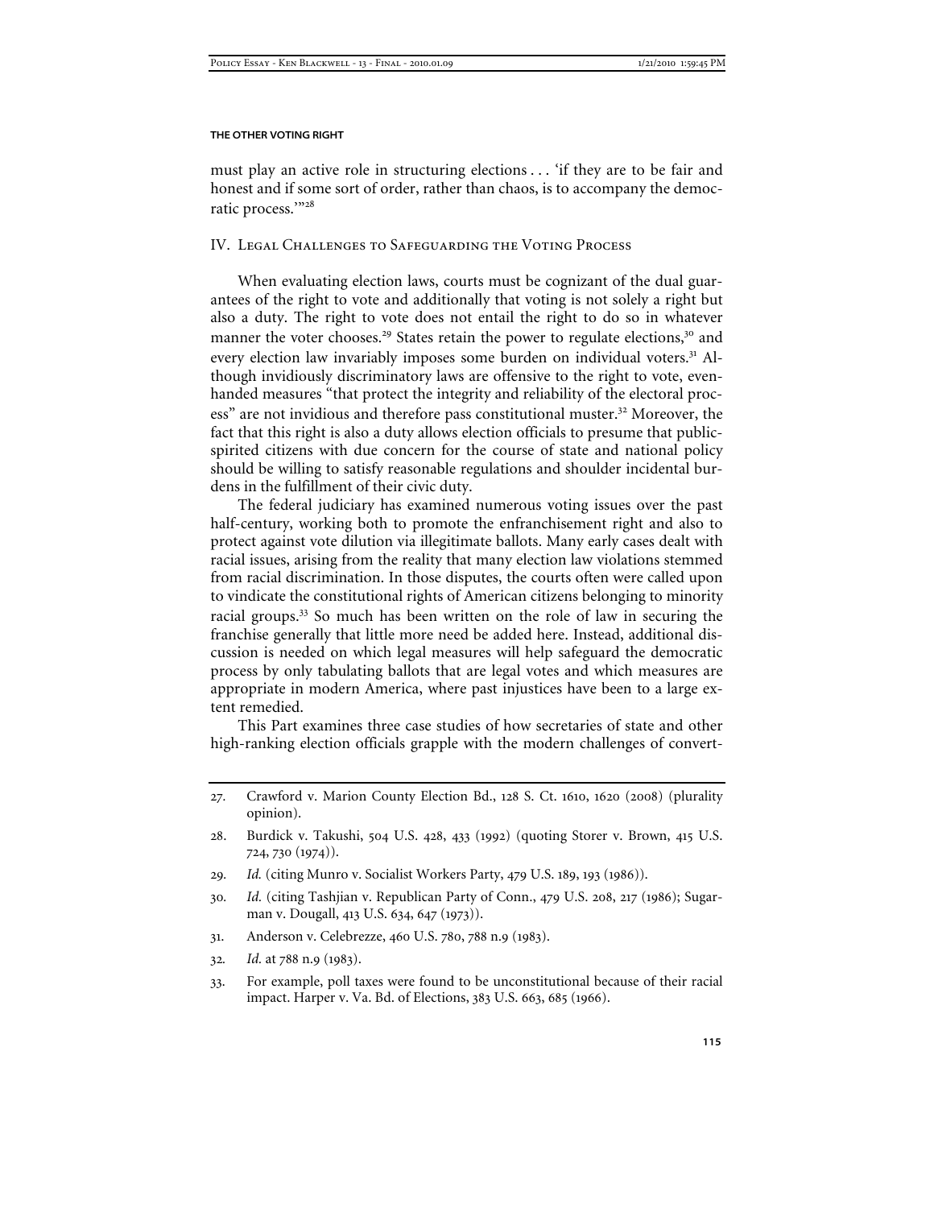must play an active role in structuring elections . . . 'if they are to be fair and honest and if some sort of order, rather than chaos, is to accompany the democratic process.'"[28]

## IV. Legal Challenges to Safeguarding the Voting Process

When evaluating election laws, courts must be cognizant of the dual guarantees of the right to vote and additionally that voting is not solely a right but also a duty. The right to vote does not entail the right to do so in whatever manner the voter chooses.[29] States retain the power to regulate elections,[30] and every election law invariably imposes some burden on individual voters.[31] Although invidiously discriminatory laws are offensive to the right to vote, even-handed measures "that protect the integrity and reliability of the electoral process" are not invidious and therefore pass constitutional muster.[32] Moreover, the fact that this right is also a duty allows election officials to presume that public-spirited citizens with due concern for the course of state and national policy should be willing to satisfy reasonable regulations and shoulder incidental burdens in the fulfillment of their civic duty.

The federal judiciary has examined numerous voting issues over the past half-century, working both to promote the enfranchisement right and also to protect against vote dilution via illegitimate ballots. Many early cases dealt with racial issues, arising from the reality that many election law violations stemmed from racial discrimination. In those disputes, the courts often were called upon to vindicate the constitutional rights of American citizens belonging to minority racial groups.[33] So much has been written on the role of law in securing the franchise generally that little more need be added here. Instead, additional discussion is needed on which legal measures will help safeguard the democratic process by only tabulating ballots that are legal votes and which measures are appropriate in modern America, where past injustices have been to a large extent remedied.

This Part examines three case studies of how secretaries of state and other high-ranking election officials grapple with the modern challenges of convert-

---

27. Crawford v. Marion County Election Bd., 128 S. Ct. 1610, 1620 (2008) (plurality opinion).

28. Burdick v. Takushi, 504 U.S. 428, 433 (1992) (quoting Storer v. Brown, 415 U.S. 724, 730 (1974)).

29. *Id.* (citing Munro v. Socialist Workers Party, 479 U.S. 189, 193 (1986)).

30. *Id.* (citing Tashjian v. Republican Party of Conn., 479 U.S. 208, 217 (1986); Sugarman v. Dougall, 413 U.S. 634, 647 (1973)).

31. Anderson v. Celebrezze, 460 U.S. 780, 788 n.9 (1983).

32. *Id.* at 788 n.9 (1983).

33. For example, poll taxes were found to be unconstitutional because of their racial impact. Harper v. Va. Bd. of Elections, 383 U.S. 663, 685 (1966).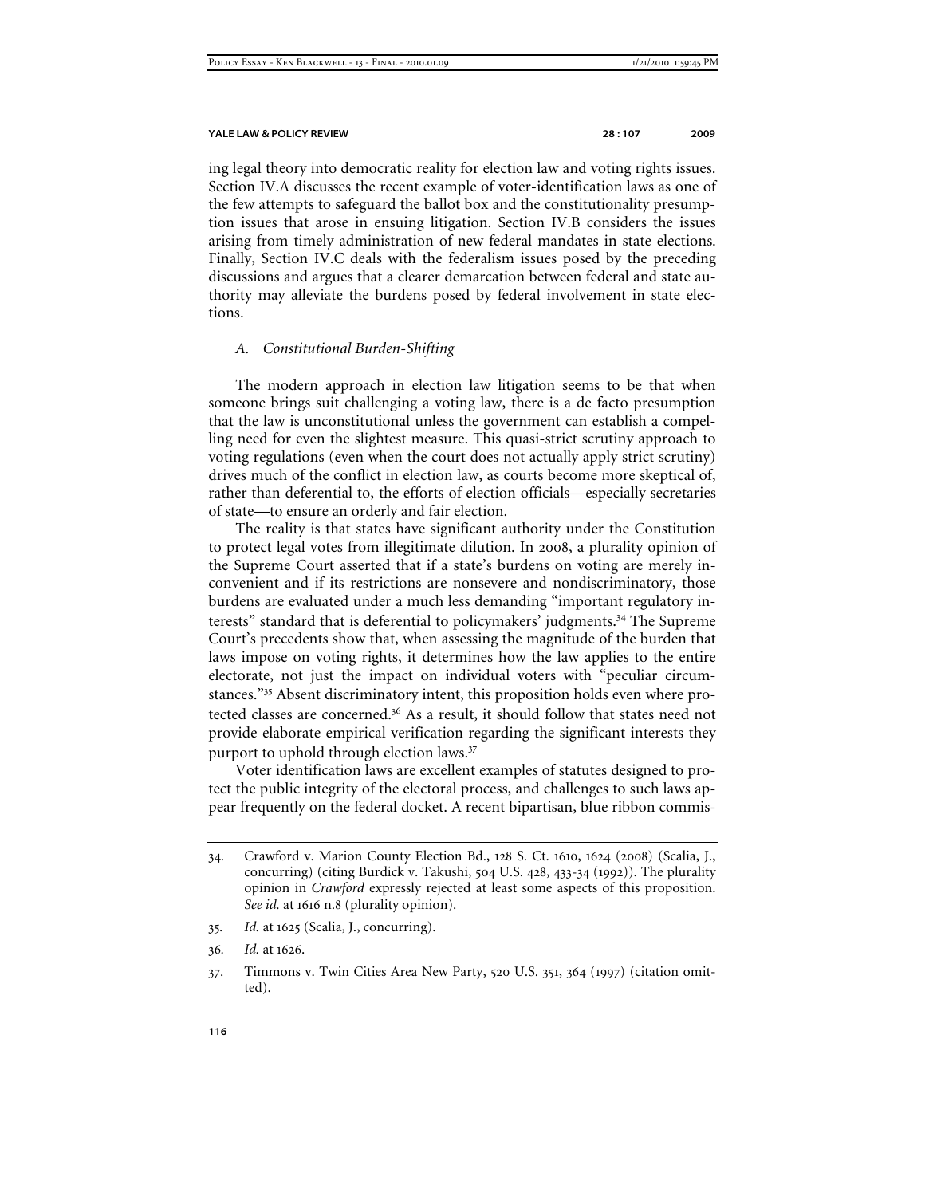ing legal theory into democratic reality for election law and voting rights issues. Section IV.A discusses the recent example of voter-identification laws as one of the few attempts to safeguard the ballot box and the constitutionality presumption issues that arose in ensuing litigation. Section IV.B considers the issues arising from timely administration of new federal mandates in state elections. Finally, Section IV.C deals with the federalism issues posed by the preceding discussions and argues that a clearer demarcation between federal and state authority may alleviate the burdens posed by federal involvement in state elections.

### *A. Constitutional Burden-Shifting*

The modern approach in election law litigation seems to be that when someone brings suit challenging a voting law, there is a de facto presumption that the law is unconstitutional unless the government can establish a compelling need for even the slightest measure. This quasi-strict scrutiny approach to voting regulations (even when the court does not actually apply strict scrutiny) drives much of the conflict in election law, as courts become more skeptical of, rather than deferential to, the efforts of election officials—especially secretaries of state—to ensure an orderly and fair election.

The reality is that states have significant authority under the Constitution to protect legal votes from illegitimate dilution. In 2008, a plurality opinion of the Supreme Court asserted that if a state's burdens on voting are merely inconvenient and if its restrictions are nonsevere and nondiscriminatory, those burdens are evaluated under a much less demanding "important regulatory interests" standard that is deferential to policymakers' judgments.[34] The Supreme Court's precedents show that, when assessing the magnitude of the burden that laws impose on voting rights, it determines how the law applies to the entire electorate, not just the impact on individual voters with "peculiar circumstances."[35] Absent discriminatory intent, this proposition holds even where protected classes are concerned.[36] As a result, it should follow that states need not provide elaborate empirical verification regarding the significant interests they purport to uphold through election laws.[37]

Voter identification laws are excellent examples of statutes designed to protect the public integrity of the electoral process, and challenges to such laws appear frequently on the federal docket. A recent bipartisan, blue ribbon commis-

---

34. Crawford v. Marion County Election Bd., 128 S. Ct. 1610, 1624 (2008) (Scalia, J., concurring) (citing Burdick v. Takushi, 504 U.S. 428, 433-34 (1992)). The plurality opinion in *Crawford* expressly rejected at least some aspects of this proposition. *See id.* at 1616 n.8 (plurality opinion).

35. *Id.* at 1625 (Scalia, J., concurring).

36. *Id.* at 1626.

37. Timmons v. Twin Cities Area New Party, 520 U.S. 351, 364 (1997) (citation omitted).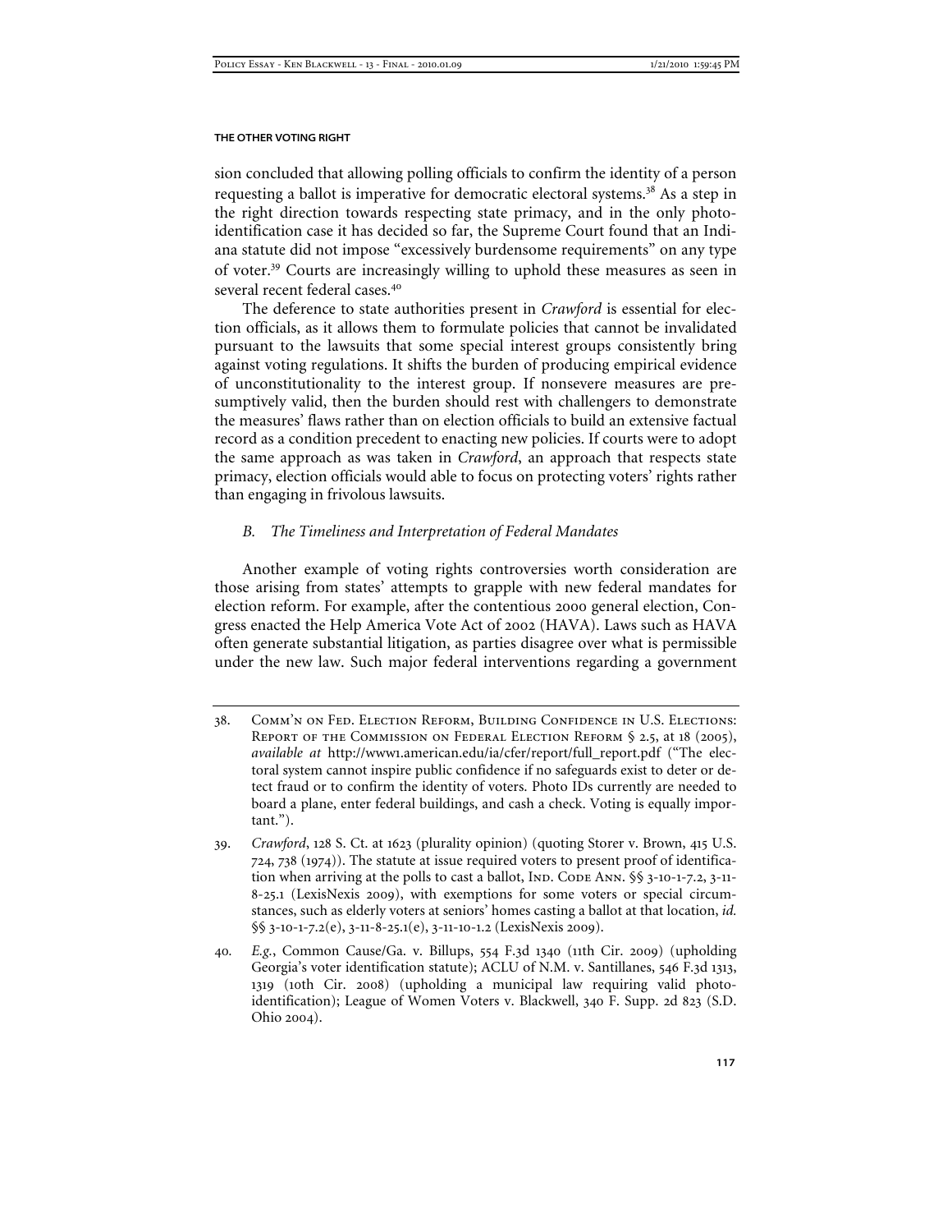sion concluded that allowing polling officials to confirm the identity of a person requesting a ballot is imperative for democratic electoral systems.[38] As a step in the right direction towards respecting state primacy, and in the only photo-identification case it has decided so far, the Supreme Court found that an Indiana statute did not impose "excessively burdensome requirements" on any type of voter.[39] Courts are increasingly willing to uphold these measures as seen in several recent federal cases.[40]

The deference to state authorities present in *Crawford* is essential for election officials, as it allows them to formulate policies that cannot be invalidated pursuant to the lawsuits that some special interest groups consistently bring against voting regulations. It shifts the burden of producing empirical evidence of unconstitutionality to the interest group. If nonsevere measures are presumptively valid, then the burden should rest with challengers to demonstrate the measures' flaws rather than on election officials to build an extensive factual record as a condition precedent to enacting new policies. If courts were to adopt the same approach as was taken in *Crawford*, an approach that respects state primacy, election officials would able to focus on protecting voters' rights rather than engaging in frivolous lawsuits.

### *B. The Timeliness and Interpretation of Federal Mandates*

Another example of voting rights controversies worth consideration are those arising from states' attempts to grapple with new federal mandates for election reform. For example, after the contentious 2000 general election, Congress enacted the Help America Vote Act of 2002 (HAVA). Laws such as HAVA often generate substantial litigation, as parties disagree over what is permissible under the new law. Such major federal interventions regarding a government

---

38. Comm'n on Fed. Election Reform, Building Confidence in U.S. Elections: Report of the Commission on Federal Election Reform § 2.5, at 18 (2005), *available at* http://www1.american.edu/ia/cfer/report/full_report.pdf ("The electoral system cannot inspire public confidence if no safeguards exist to deter or detect fraud or to confirm the identity of voters. Photo IDs currently are needed to board a plane, enter federal buildings, and cash a check. Voting is equally important.").

39. *Crawford*, 128 S. Ct. at 1623 (plurality opinion) (quoting Storer v. Brown, 415 U.S. 724, 738 (1974)). The statute at issue required voters to present proof of identification when arriving at the polls to cast a ballot, Ind. Code Ann. §§ 3-10-1-7.2, 3-11-8-25.1 (LexisNexis 2009), with exemptions for some voters or special circumstances, such as elderly voters at seniors' homes casting a ballot at that location, *id.* §§ 3-10-1-7.2(e), 3-11-8-25.1(e), 3-11-10-1.2 (LexisNexis 2009).

40. *E.g.*, Common Cause/Ga. v. Billups, 554 F.3d 1340 (11th Cir. 2009) (upholding Georgia's voter identification statute); ACLU of N.M. v. Santillanes, 546 F.3d 1313, 1319 (10th Cir. 2008) (upholding a municipal law requiring valid photo-identification); League of Women Voters v. Blackwell, 340 F. Supp. 2d 823 (S.D. Ohio 2004).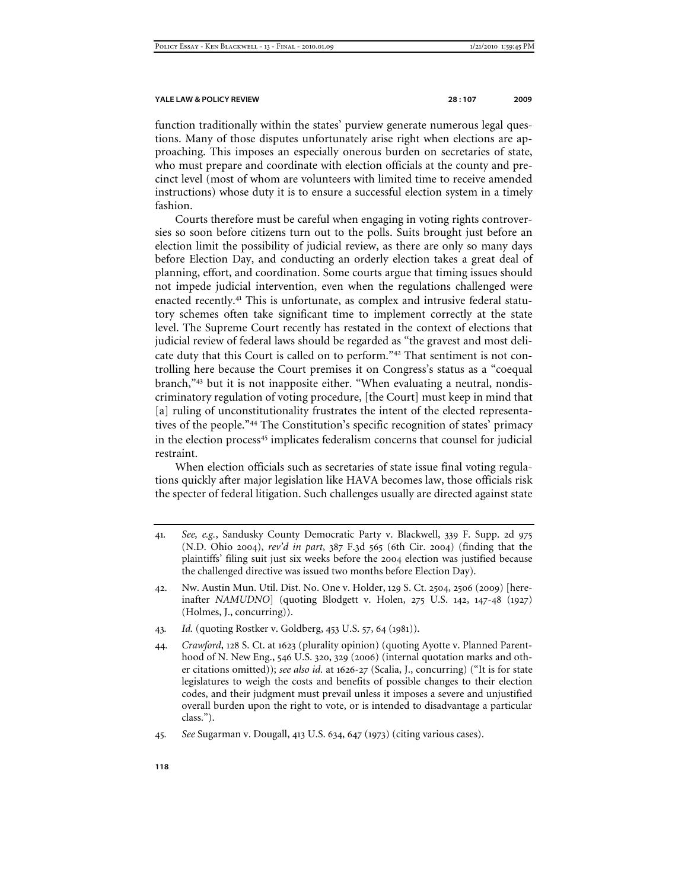function traditionally within the states' purview generate numerous legal questions. Many of those disputes unfortunately arise right when elections are approaching. This imposes an especially onerous burden on secretaries of state, who must prepare and coordinate with election officials at the county and precinct level (most of whom are volunteers with limited time to receive amended instructions) whose duty it is to ensure a successful election system in a timely fashion.

Courts therefore must be careful when engaging in voting rights controversies so soon before citizens turn out to the polls. Suits brought just before an election limit the possibility of judicial review, as there are only so many days before Election Day, and conducting an orderly election takes a great deal of planning, effort, and coordination. Some courts argue that timing issues should not impede judicial intervention, even when the regulations challenged were enacted recently.[41] This is unfortunate, as complex and intrusive federal statutory schemes often take significant time to implement correctly at the state level. The Supreme Court recently has restated in the context of elections that judicial review of federal laws should be regarded as "the gravest and most delicate duty that this Court is called on to perform."[42] That sentiment is not controlling here because the Court premises it on Congress's status as a "coequal branch,"[43] but it is not inapposite either. "When evaluating a neutral, nondiscriminatory regulation of voting procedure, [the Court] must keep in mind that [a] ruling of unconstitutionality frustrates the intent of the elected representatives of the people."[44] The Constitution's specific recognition of states' primacy in the election process[45] implicates federalism concerns that counsel for judicial restraint.

When election officials such as secretaries of state issue final voting regulations quickly after major legislation like HAVA becomes law, those officials risk the specter of federal litigation. Such challenges usually are directed against state

---

41. *See, e.g.*, Sandusky County Democratic Party v. Blackwell, 339 F. Supp. 2d 975 (N.D. Ohio 2004), *rev'd in part*, 387 F.3d 565 (6th Cir. 2004) (finding that the plaintiffs' filing suit just six weeks before the 2004 election was justified because the challenged directive was issued two months before Election Day).

42. Nw. Austin Mun. Util. Dist. No. One v. Holder, 129 S. Ct. 2504, 2506 (2009) [hereinafter *NAMUDNO*] (quoting Blodgett v. Holen, 275 U.S. 142, 147-48 (1927) (Holmes, J., concurring)).

43. *Id.* (quoting Rostker v. Goldberg, 453 U.S. 57, 64 (1981)).

44. *Crawford*, 128 S. Ct. at 1623 (plurality opinion) (quoting Ayotte v. Planned Parenthood of N. New Eng., 546 U.S. 320, 329 (2006) (internal quotation marks and other citations omitted)); *see also id.* at 1626-27 (Scalia, J., concurring) ("It is for state legislatures to weigh the costs and benefits of possible changes to their election codes, and their judgment must prevail unless it imposes a severe and unjustified overall burden upon the right to vote, or is intended to disadvantage a particular class.").

45. *See* Sugarman v. Dougall, 413 U.S. 634, 647 (1973) (citing various cases).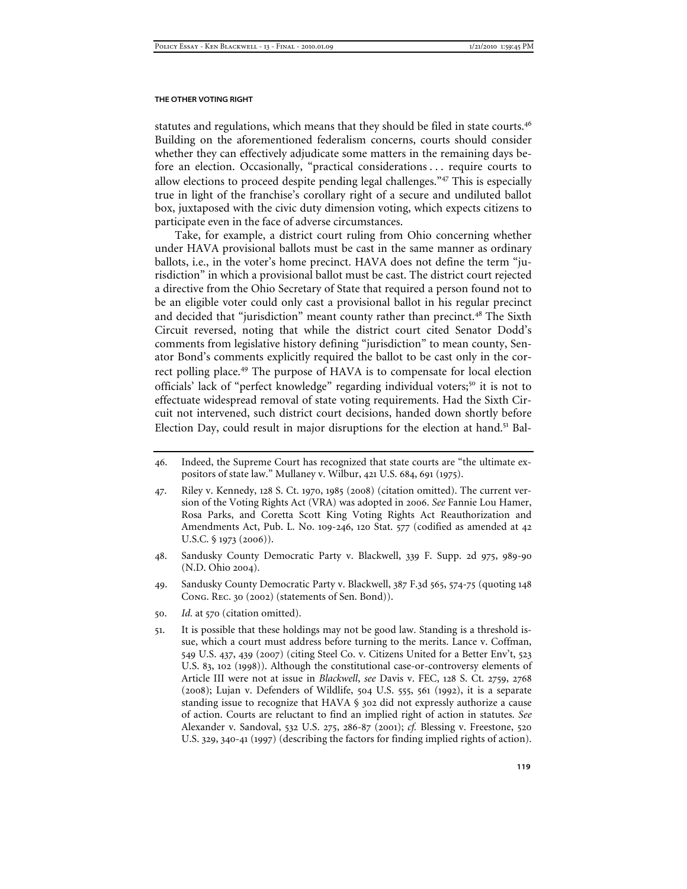statutes and regulations, which means that they should be filed in state courts.[46] Building on the aforementioned federalism concerns, courts should consider whether they can effectively adjudicate some matters in the remaining days before an election. Occasionally, "practical considerations . . . require courts to allow elections to proceed despite pending legal challenges."[47] This is especially true in light of the franchise's corollary right of a secure and undiluted ballot box, juxtaposed with the civic duty dimension voting, which expects citizens to participate even in the face of adverse circumstances.

Take, for example, a district court ruling from Ohio concerning whether under HAVA provisional ballots must be cast in the same manner as ordinary ballots, i.e., in the voter's home precinct. HAVA does not define the term "jurisdiction" in which a provisional ballot must be cast. The district court rejected a directive from the Ohio Secretary of State that required a person found not to be an eligible voter could only cast a provisional ballot in his regular precinct and decided that "jurisdiction" meant county rather than precinct.[48] The Sixth Circuit reversed, noting that while the district court cited Senator Dodd's comments from legislative history defining "jurisdiction" to mean county, Senator Bond's comments explicitly required the ballot to be cast only in the correct polling place.[49] The purpose of HAVA is to compensate for local election officials' lack of "perfect knowledge" regarding individual voters;[50] it is not to effectuate widespread removal of state voting requirements. Had the Sixth Circuit not intervened, such district court decisions, handed down shortly before Election Day, could result in major disruptions for the election at hand.[51] Bal-

---

46. Indeed, the Supreme Court has recognized that state courts are "the ultimate expositors of state law." Mullaney v. Wilbur, 421 U.S. 684, 691 (1975).

47. Riley v. Kennedy, 128 S. Ct. 1970, 1985 (2008) (citation omitted). The current version of the Voting Rights Act (VRA) was adopted in 2006. *See* Fannie Lou Hamer, Rosa Parks, and Coretta Scott King Voting Rights Act Reauthorization and Amendments Act, Pub. L. No. 109-246, 120 Stat. 577 (codified as amended at 42 U.S.C. § 1973 (2006)).

48. Sandusky County Democratic Party v. Blackwell, 339 F. Supp. 2d 975, 989-90 (N.D. Ohio 2004).

49. Sandusky County Democratic Party v. Blackwell, 387 F.3d 565, 574-75 (quoting 148 Cong. Rec. 30 (2002) (statements of Sen. Bond)).

50. *Id.* at 570 (citation omitted).

51. It is possible that these holdings may not be good law. Standing is a threshold issue, which a court must address before turning to the merits. Lance v. Coffman, 549 U.S. 437, 439 (2007) (citing Steel Co. v. Citizens United for a Better Env't, 523 U.S. 83, 102 (1998)). Although the constitutional case-or-controversy elements of Article III were not at issue in *Blackwell*, *see* Davis v. FEC, 128 S. Ct. 2759, 2768 (2008); Lujan v. Defenders of Wildlife, 504 U.S. 555, 561 (1992), it is a separate standing issue to recognize that HAVA § 302 did not expressly authorize a cause of action. Courts are reluctant to find an implied right of action in statutes. *See* Alexander v. Sandoval, 532 U.S. 275, 286-87 (2001); *cf.* Blessing v. Freestone, 520 U.S. 329, 340-41 (1997) (describing the factors for finding implied rights of action).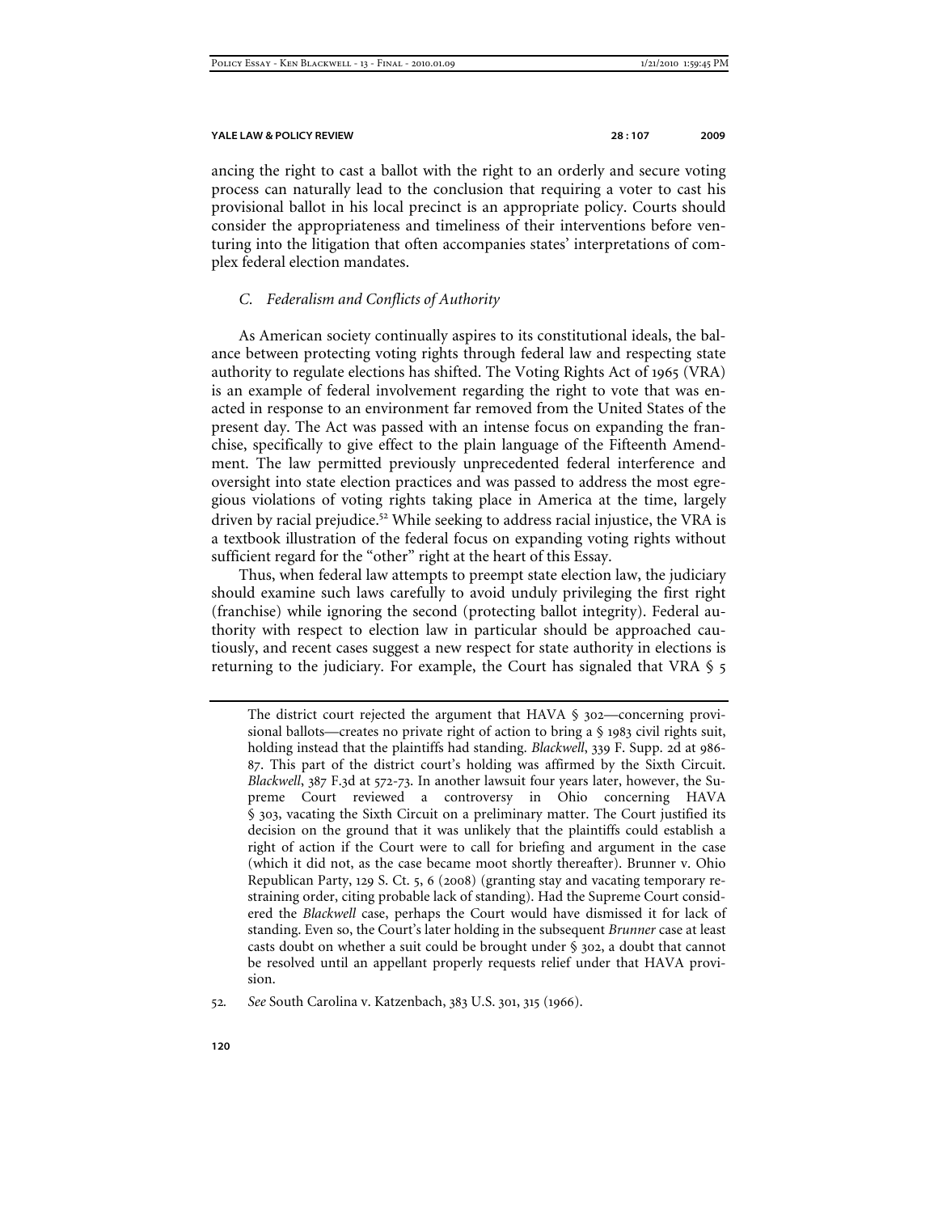ancing the right to cast a ballot with the right to an orderly and secure voting process can naturally lead to the conclusion that requiring a voter to cast his provisional ballot in his local precinct is an appropriate policy. Courts should consider the appropriateness and timeliness of their interventions before venturing into the litigation that often accompanies states' interpretations of complex federal election mandates.

### *C. Federalism and Conflicts of Authority*

As American society continually aspires to its constitutional ideals, the balance between protecting voting rights through federal law and respecting state authority to regulate elections has shifted. The Voting Rights Act of 1965 (VRA) is an example of federal involvement regarding the right to vote that was enacted in response to an environment far removed from the United States of the present day. The Act was passed with an intense focus on expanding the franchise, specifically to give effect to the plain language of the Fifteenth Amendment. The law permitted previously unprecedented federal interference and oversight into state election practices and was passed to address the most egregious violations of voting rights taking place in America at the time, largely driven by racial prejudice.[52] While seeking to address racial injustice, the VRA is a textbook illustration of the federal focus on expanding voting rights without sufficient regard for the "other" right at the heart of this Essay.

Thus, when federal law attempts to preempt state election law, the judiciary should examine such laws carefully to avoid unduly privileging the first right (franchise) while ignoring the second (protecting ballot integrity). Federal authority with respect to election law in particular should be approached cautiously, and recent cases suggest a new respect for state authority in elections is returning to the judiciary. For example, the Court has signaled that VRA § 5

---

The district court rejected the argument that HAVA § 302—concerning provisional ballots—creates no private right of action to bring a § 1983 civil rights suit, holding instead that the plaintiffs had standing. *Blackwell*, 339 F. Supp. 2d at 986-87. This part of the district court's holding was affirmed by the Sixth Circuit. *Blackwell*, 387 F.3d at 572-73. In another lawsuit four years later, however, the Supreme Court reviewed a controversy in Ohio concerning HAVA § 303, vacating the Sixth Circuit on a preliminary matter. The Court justified its decision on the ground that it was unlikely that the plaintiffs could establish a right of action if the Court were to call for briefing and argument in the case (which it did not, as the case became moot shortly thereafter). Brunner v. Ohio Republican Party, 129 S. Ct. 5, 6 (2008) (granting stay and vacating temporary restraining order, citing probable lack of standing). Had the Supreme Court considered the *Blackwell* case, perhaps the Court would have dismissed it for lack of standing. Even so, the Court's later holding in the subsequent *Brunner* case at least casts doubt on whether a suit could be brought under § 302, a doubt that cannot be resolved until an appellant properly requests relief under that HAVA provision.

52. *See* South Carolina v. Katzenbach, 383 U.S. 301, 315 (1966).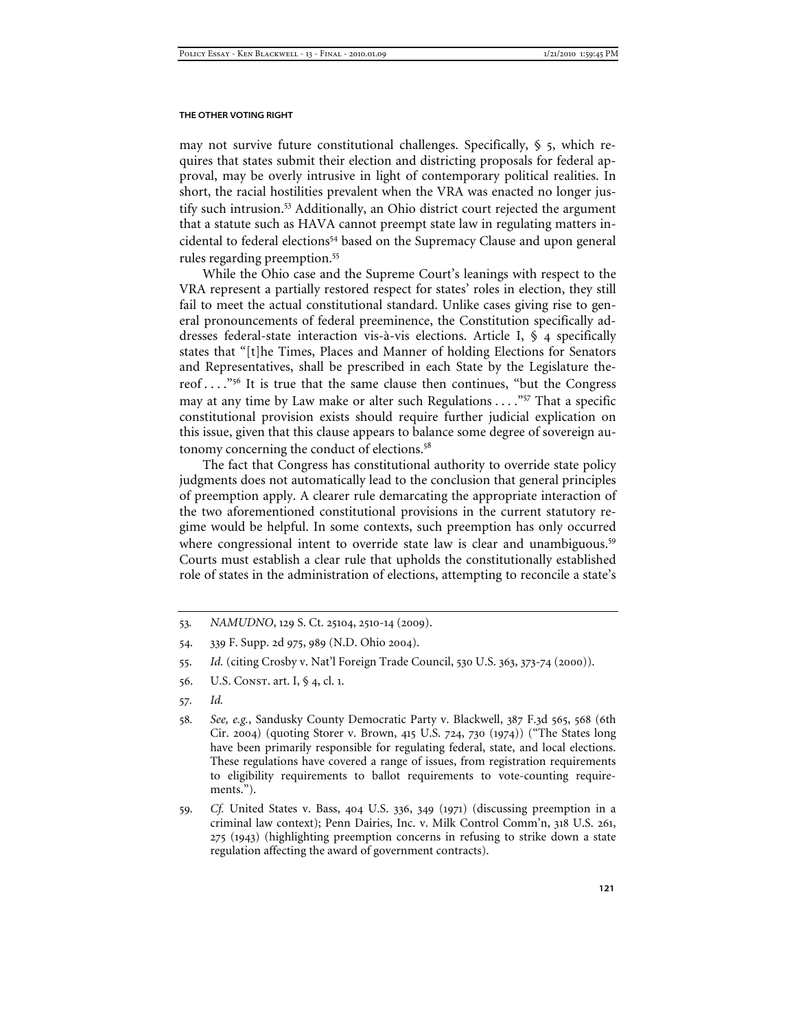may not survive future constitutional challenges. Specifically, § 5, which requires that states submit their election and districting proposals for federal approval, may be overly intrusive in light of contemporary political realities. In short, the racial hostilities prevalent when the VRA was enacted no longer justify such intrusion.[53] Additionally, an Ohio district court rejected the argument that a statute such as HAVA cannot preempt state law in regulating matters incidental to federal elections[54] based on the Supremacy Clause and upon general rules regarding preemption.[55]

While the Ohio case and the Supreme Court's leanings with respect to the VRA represent a partially restored respect for states' roles in election, they still fail to meet the actual constitutional standard. Unlike cases giving rise to general pronouncements of federal preeminence, the Constitution specifically addresses federal-state interaction vis-à-vis elections. Article I, § 4 specifically states that "[t]he Times, Places and Manner of holding Elections for Senators and Representatives, shall be prescribed in each State by the Legislature thereof . . . ."[56] It is true that the same clause then continues, "but the Congress may at any time by Law make or alter such Regulations . . . ."[57] That a specific constitutional provision exists should require further judicial explication on this issue, given that this clause appears to balance some degree of sovereign autonomy concerning the conduct of elections.[58]

The fact that Congress has constitutional authority to override state policy judgments does not automatically lead to the conclusion that general principles of preemption apply. A clearer rule demarcating the appropriate interaction of the two aforementioned constitutional provisions in the current statutory regime would be helpful. In some contexts, such preemption has only occurred where congressional intent to override state law is clear and unambiguous.[59] Courts must establish a clear rule that upholds the constitutionally established role of states in the administration of elections, attempting to reconcile a state's

---

53. *NAMUDNO*, 129 S. Ct. 25104, 2510-14 (2009).

54. 339 F. Supp. 2d 975, 989 (N.D. Ohio 2004).

55. *Id.* (citing Crosby v. Nat'l Foreign Trade Council, 530 U.S. 363, 373-74 (2000)).

56. U.S. Const. art. I, § 4, cl. 1.

57. *Id.*

58. *See, e.g.*, Sandusky County Democratic Party v. Blackwell, 387 F.3d 565, 568 (6th Cir. 2004) (quoting Storer v. Brown, 415 U.S. 724, 730 (1974)) ("The States long have been primarily responsible for regulating federal, state, and local elections. These regulations have covered a range of issues, from registration requirements to eligibility requirements to ballot requirements to vote-counting requirements.").

59. *Cf.* United States v. Bass, 404 U.S. 336, 349 (1971) (discussing preemption in a criminal law context); Penn Dairies, Inc. v. Milk Control Comm'n, 318 U.S. 261, 275 (1943) (highlighting preemption concerns in refusing to strike down a state regulation affecting the award of government contracts).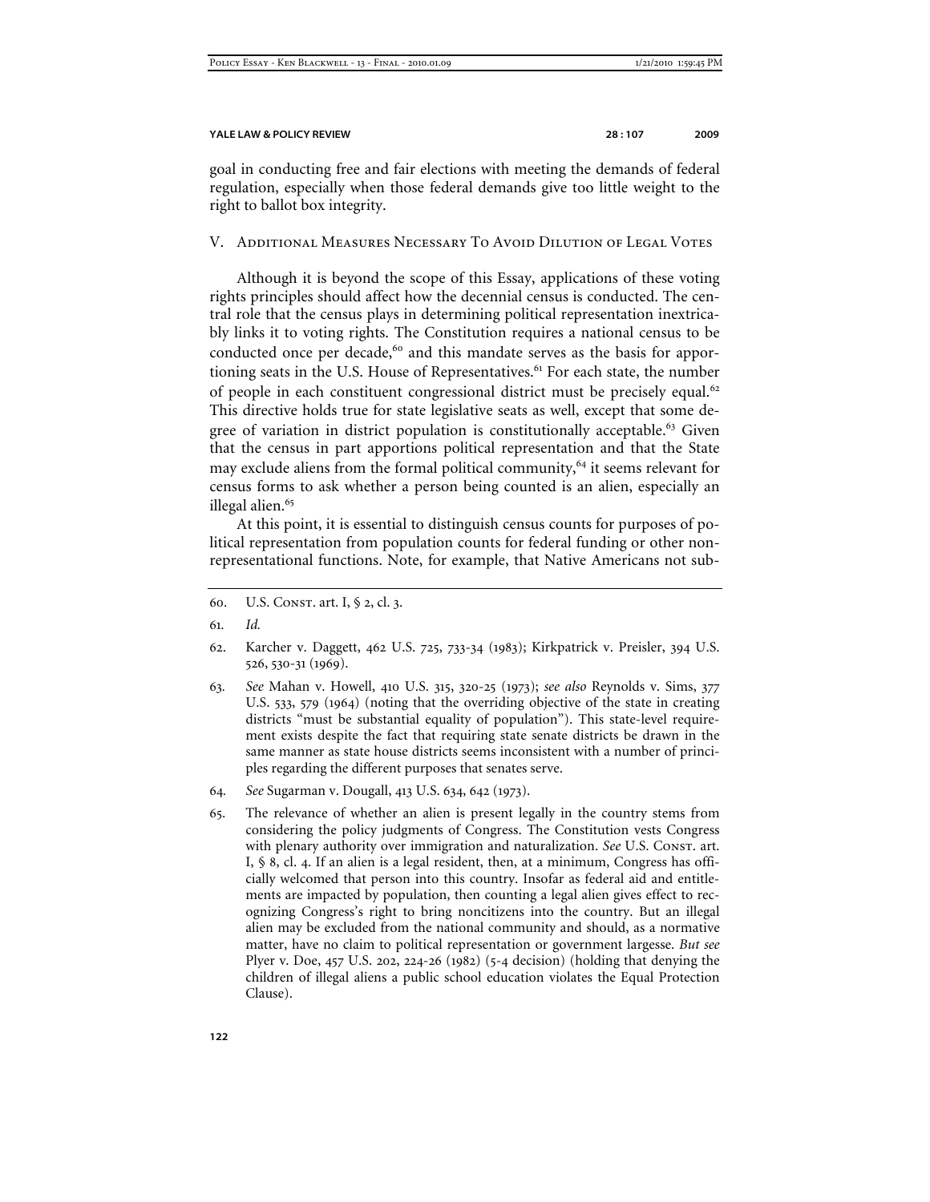goal in conducting free and fair elections with meeting the demands of federal regulation, especially when those federal demands give too little weight to the right to ballot box integrity.

## V. Additional Measures Necessary To Avoid Dilution of Legal Votes

Although it is beyond the scope of this Essay, applications of these voting rights principles should affect how the decennial census is conducted. The central role that the census plays in determining political representation inextricably links it to voting rights. The Constitution requires a national census to be conducted once per decade,[60] and this mandate serves as the basis for apportioning seats in the U.S. House of Representatives.[61] For each state, the number of people in each constituent congressional district must be precisely equal.[62] This directive holds true for state legislative seats as well, except that some degree of variation in district population is constitutionally acceptable.[63] Given that the census in part apportions political representation and that the State may exclude aliens from the formal political community,[64] it seems relevant for census forms to ask whether a person being counted is an alien, especially an illegal alien.[65]

At this point, it is essential to distinguish census counts for purposes of political representation from population counts for federal funding or other nonrepresentational functions. Note, for example, that Native Americans not sub-

---

60. U.S. Const. art. I, § 2, cl. 3.

61. *Id.*

62. Karcher v. Daggett, 462 U.S. 725, 733-34 (1983); Kirkpatrick v. Preisler, 394 U.S. 526, 530-31 (1969).

63. *See* Mahan v. Howell, 410 U.S. 315, 320-25 (1973); *see also* Reynolds v. Sims, 377 U.S. 533, 579 (1964) (noting that the overriding objective of the state in creating districts "must be substantial equality of population"). This state-level requirement exists despite the fact that requiring state senate districts be drawn in the same manner as state house districts seems inconsistent with a number of principles regarding the different purposes that senates serve.

64. *See* Sugarman v. Dougall, 413 U.S. 634, 642 (1973).

65. The relevance of whether an alien is present legally in the country stems from considering the policy judgments of Congress. The Constitution vests Congress with plenary authority over immigration and naturalization. *See* U.S. Const. art. I, § 8, cl. 4. If an alien is a legal resident, then, at a minimum, Congress has officially welcomed that person into this country. Insofar as federal aid and entitlements are impacted by population, then counting a legal alien gives effect to recognizing Congress's right to bring noncitizens into the country. But an illegal alien may be excluded from the national community and should, as a normative matter, have no claim to political representation or government largesse. *But see* Plyer v. Doe, 457 U.S. 202, 224-26 (1982) (5-4 decision) (holding that denying the children of illegal aliens a public school education violates the Equal Protection Clause).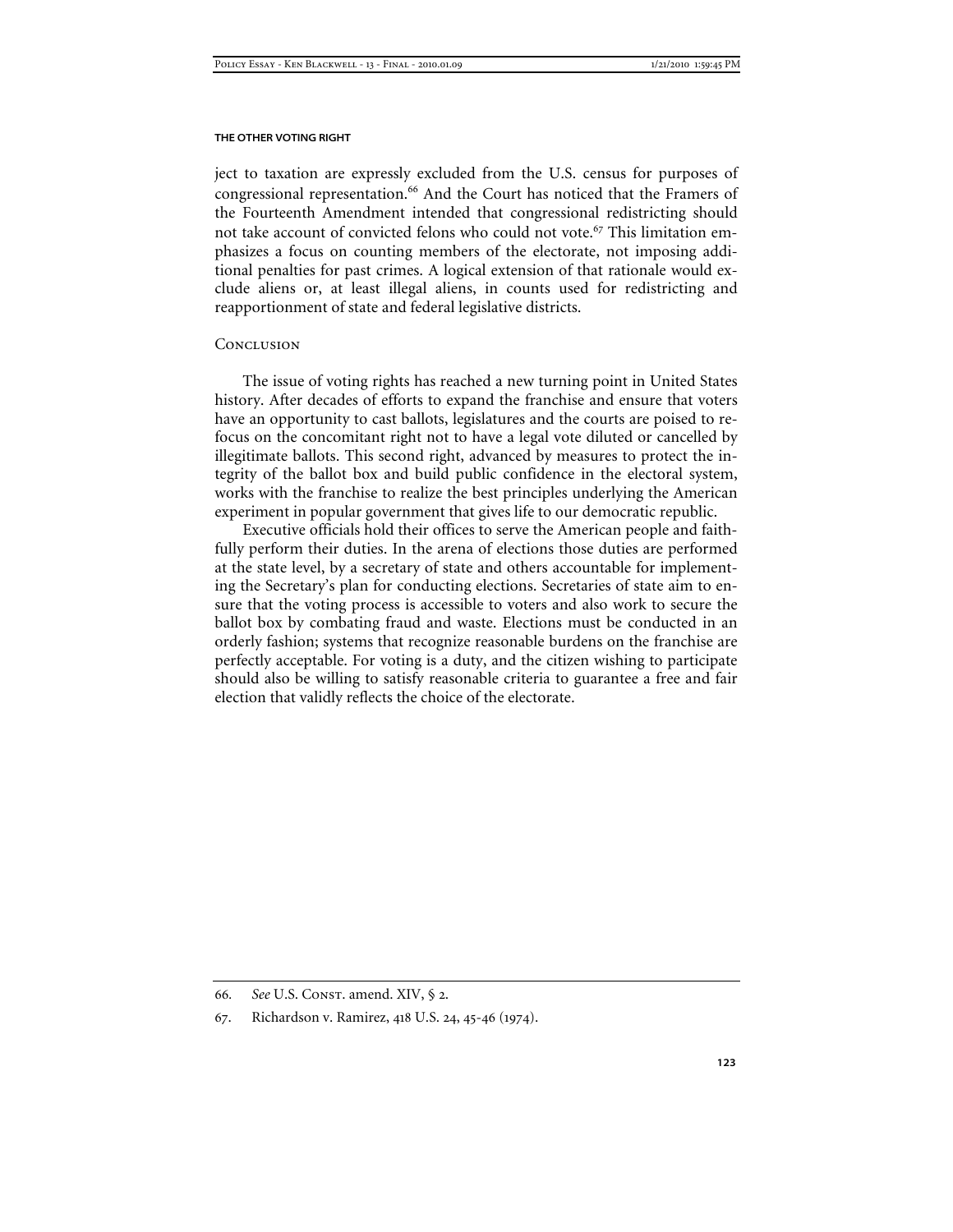ject to taxation are expressly excluded from the U.S. census for purposes of congressional representation.[66] And the Court has noticed that the Framers of the Fourteenth Amendment intended that congressional redistricting should not take account of convicted felons who could not vote.[67] This limitation emphasizes a focus on counting members of the electorate, not imposing additional penalties for past crimes. A logical extension of that rationale would exclude aliens or, at least illegal aliens, in counts used for redistricting and reapportionment of state and federal legislative districts.

## Conclusion

The issue of voting rights has reached a new turning point in United States history. After decades of efforts to expand the franchise and ensure that voters have an opportunity to cast ballots, legislatures and the courts are poised to refocus on the concomitant right not to have a legal vote diluted or cancelled by illegitimate ballots. This second right, advanced by measures to protect the integrity of the ballot box and build public confidence in the electoral system, works with the franchise to realize the best principles underlying the American experiment in popular government that gives life to our democratic republic.

Executive officials hold their offices to serve the American people and faithfully perform their duties. In the arena of elections those duties are performed at the state level, by a secretary of state and others accountable for implementing the Secretary's plan for conducting elections. Secretaries of state aim to ensure that the voting process is accessible to voters and also work to secure the ballot box by combating fraud and waste. Elections must be conducted in an orderly fashion; systems that recognize reasonable burdens on the franchise are perfectly acceptable. For voting is a duty, and the citizen wishing to participate should also be willing to satisfy reasonable criteria to guarantee a free and fair election that validly reflects the choice of the electorate.

---

66. *See* U.S. Const. amend. XIV, § 2.

67. Richardson v. Ramirez, 418 U.S. 24, 45-46 (1974).